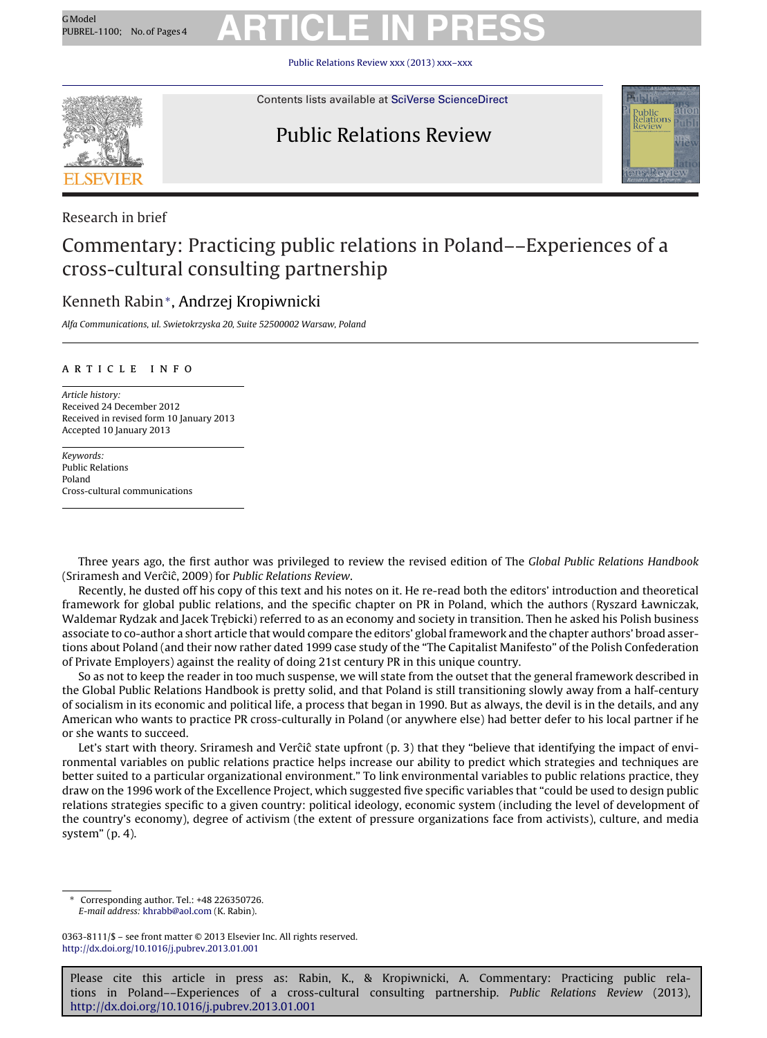Research in brief

# Commentary: Practicing public relations in Poland––Experiences of a cross-cultural consulting partnership

Kenneth Rabin*, Andrzej Kropiwnicki

*Alfa Communications, ul. Swietokrzyska 20, Suite 52500002 Warsaw, Poland*

## ARTICLE INFO

*Article history:*
Received 24 December 2012
Received in revised form 10 January 2013
Accepted 10 January 2013

*Keywords:*
Public Relations
Poland
Cross-cultural communications

Three years ago, the first author was privileged to review the revised edition of The *Global Public Relations Handbook* (Sriramesh and Verĉiĉ, 2009) for *Public Relations Review*.

Recently, he dusted off his copy of this text and his notes on it. He re-read both the editors' introduction and theoretical framework for global public relations, and the specific chapter on PR in Poland, which the authors (Ryszard Ławniczak, Waldemar Rydzak and Jacek Trębicki) referred to as an economy and society in transition. Then he asked his Polish business associate to co-author a short article that would compare the editors' global framework and the chapter authors' broad assertions about Poland (and their now rather dated 1999 case study of the "The Capitalist Manifesto" of the Polish Confederation of Private Employers) against the reality of doing 21st century PR in this unique country.

So as not to keep the reader in too much suspense, we will state from the outset that the general framework described in the Global Public Relations Handbook is pretty solid, and that Poland is still transitioning slowly away from a half-century of socialism in its economic and political life, a process that began in 1990. But as always, the devil is in the details, and any American who wants to practice PR cross-culturally in Poland (or anywhere else) had better defer to his local partner if he or she wants to succeed.

Let's start with theory. Sriramesh and Verĉiĉ state upfront (p. 3) that they "believe that identifying the impact of environmental variables on public relations practice helps increase our ability to predict which strategies and techniques are better suited to a particular organizational environment." To link environmental variables to public relations practice, they draw on the 1996 work of the Excellence Project, which suggested five specific variables that "could be used to design public relations strategies specific to a given country: political ideology, economic system (including the level of development of the country's economy), degree of activism (the extent of pressure organizations face from activists), culture, and media system" (p. 4).

* Corresponding author. Tel.: +48 226350726.
*E-mail address:* khrabb@aol.com (K. Rabin).

0363-8111/$ – see front matter © 2013 Elsevier Inc. All rights reserved.
http://dx.doi.org/10.1016/j.pubrev.2013.01.001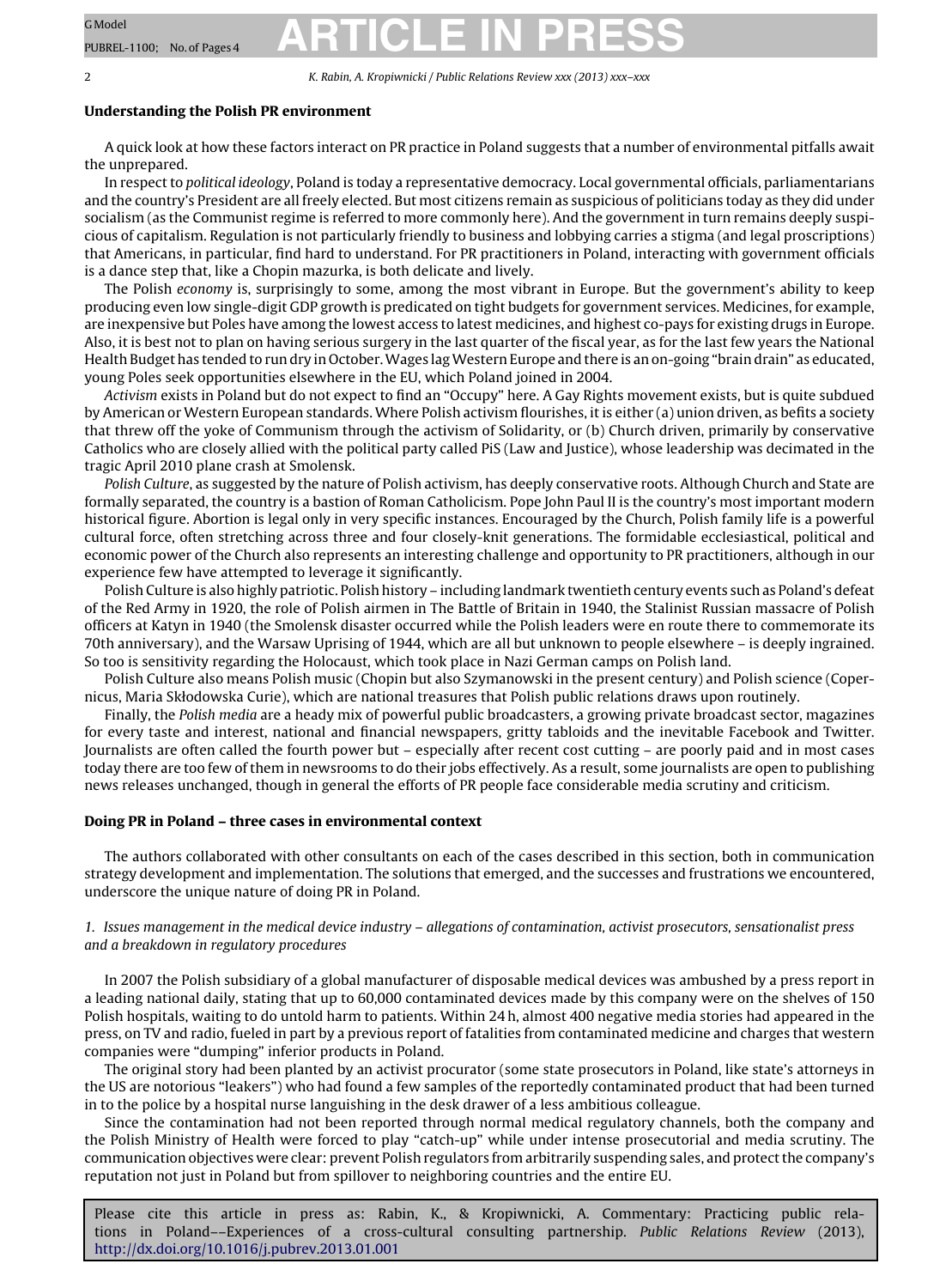## Understanding the Polish PR environment

A quick look at how these factors interact on PR practice in Poland suggests that a number of environmental pitfalls await the unprepared.

In respect to *political ideology*, Poland is today a representative democracy. Local governmental officials, parliamentarians and the country's President are all freely elected. But most citizens remain as suspicious of politicians today as they did under socialism (as the Communist regime is referred to more commonly here). And the government in turn remains deeply suspicious of capitalism. Regulation is not particularly friendly to business and lobbying carries a stigma (and legal proscriptions) that Americans, in particular, find hard to understand. For PR practitioners in Poland, interacting with government officials is a dance step that, like a Chopin mazurka, is both delicate and lively.

The Polish *economy* is, surprisingly to some, among the most vibrant in Europe. But the government's ability to keep producing even low single-digit GDP growth is predicated on tight budgets for government services. Medicines, for example, are inexpensive but Poles have among the lowest access to latest medicines, and highest co-pays for existing drugs in Europe. Also, it is best not to plan on having serious surgery in the last quarter of the fiscal year, as for the last few years the National Health Budget has tended to run dry in October. Wages lag Western Europe and there is an on-going "brain drain" as educated, young Poles seek opportunities elsewhere in the EU, which Poland joined in 2004.

*Activism* exists in Poland but do not expect to find an "Occupy" here. A Gay Rights movement exists, but is quite subdued by American or Western European standards. Where Polish activism flourishes, it is either (a) union driven, as befits a society that threw off the yoke of Communism through the activism of Solidarity, or (b) Church driven, primarily by conservative Catholics who are closely allied with the political party called PiS (Law and Justice), whose leadership was decimated in the tragic April 2010 plane crash at Smolensk.

*Polish Culture*, as suggested by the nature of Polish activism, has deeply conservative roots. Although Church and State are formally separated, the country is a bastion of Roman Catholicism. Pope John Paul II is the country's most important modern historical figure. Abortion is legal only in very specific instances. Encouraged by the Church, Polish family life is a powerful cultural force, often stretching across three and four closely-knit generations. The formidable ecclesiastical, political and economic power of the Church also represents an interesting challenge and opportunity to PR practitioners, although in our experience few have attempted to leverage it significantly.

Polish Culture is also highly patriotic. Polish history – including landmark twentieth century events such as Poland's defeat of the Red Army in 1920, the role of Polish airmen in The Battle of Britain in 1940, the Stalinist Russian massacre of Polish officers at Katyn in 1940 (the Smolensk disaster occurred while the Polish leaders were en route there to commemorate its 70th anniversary), and the Warsaw Uprising of 1944, which are all but unknown to people elsewhere – is deeply ingrained. So too is sensitivity regarding the Holocaust, which took place in Nazi German camps on Polish land.

Polish Culture also means Polish music (Chopin but also Szymanowski in the present century) and Polish science (Copernicus, Maria Skłodowska Curie), which are national treasures that Polish public relations draws upon routinely.

Finally, the *Polish media* are a heady mix of powerful public broadcasters, a growing private broadcast sector, magazines for every taste and interest, national and financial newspapers, gritty tabloids and the inevitable Facebook and Twitter. Journalists are often called the fourth power but – especially after recent cost cutting – are poorly paid and in most cases today there are too few of them in newsrooms to do their jobs effectively. As a result, some journalists are open to publishing news releases unchanged, though in general the efforts of PR people face considerable media scrutiny and criticism.

## Doing PR in Poland – three cases in environmental context

The authors collaborated with other consultants on each of the cases described in this section, both in communication strategy development and implementation. The solutions that emerged, and the successes and frustrations we encountered, underscore the unique nature of doing PR in Poland.

### *1. Issues management in the medical device industry – allegations of contamination, activist prosecutors, sensationalist press and a breakdown in regulatory procedures*

In 2007 the Polish subsidiary of a global manufacturer of disposable medical devices was ambushed by a press report in a leading national daily, stating that up to 60,000 contaminated devices made by this company were on the shelves of 150 Polish hospitals, waiting to do untold harm to patients. Within 24 h, almost 400 negative media stories had appeared in the press, on TV and radio, fueled in part by a previous report of fatalities from contaminated medicine and charges that western companies were "dumping" inferior products in Poland.

The original story had been planted by an activist procurator (some state prosecutors in Poland, like state's attorneys in the US are notorious "leakers") who had found a few samples of the reportedly contaminated product that had been turned in to the police by a hospital nurse languishing in the desk drawer of a less ambitious colleague.

Since the contamination had not been reported through normal medical regulatory channels, both the company and the Polish Ministry of Health were forced to play "catch-up" while under intense prosecutorial and media scrutiny. The communication objectives were clear: prevent Polish regulators from arbitrarily suspending sales, and protect the company's reputation not just in Poland but from spillover to neighboring countries and the entire EU.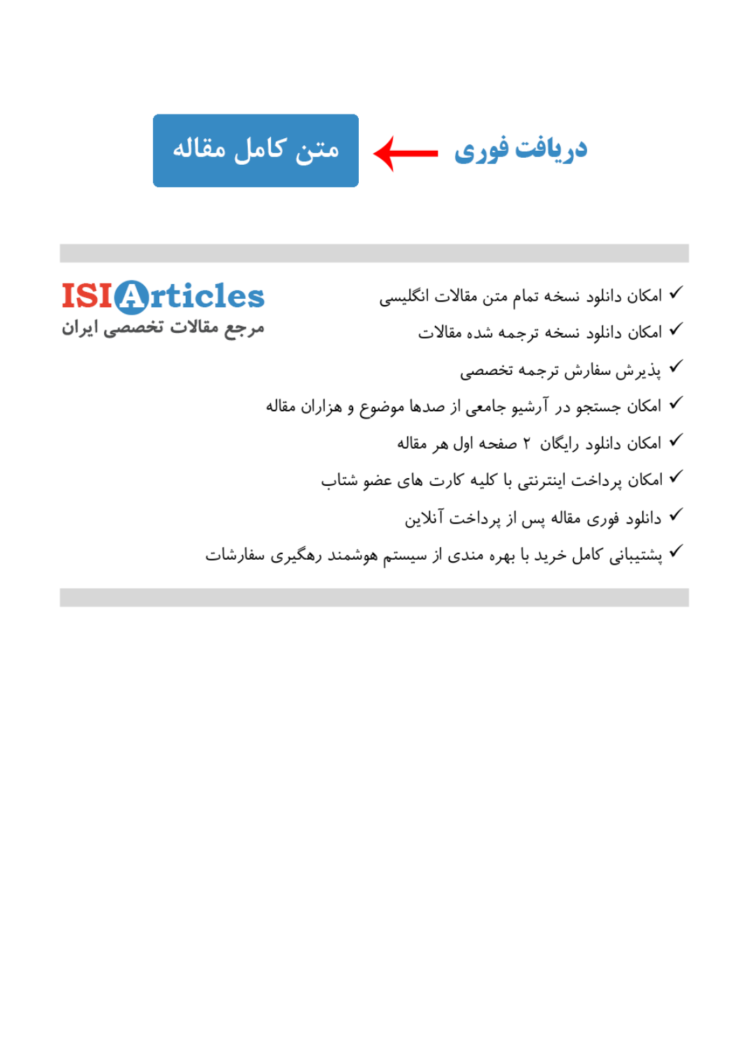**متن کامل مقاله** ⟵ **دریافت فوری**

---

**ISIArticles**
مرجع مقالات تخصصی ایران

- ✓ امکان دانلود نسخه تمام متن مقالات انگلیسی
- ✓ امکان دانلود نسخه ترجمه شده مقالات
- ✓ پذیرش سفارش ترجمه تخصصی
- ✓ امکان جستجو در آرشیو جامعی از صدها موضوع و هزاران مقاله
- ✓ امکان دانلود رایگان ۲ صفحه اول هر مقاله
- ✓ امکان پرداخت اینترنتی با کلیه کارت های عضو شتاب
- ✓ دانلود فوری مقاله پس از پرداخت آنلاین
- ✓ پشتیبانی کامل خرید با بهره مندی از سیستم هوشمند رهگیری سفارشات

---